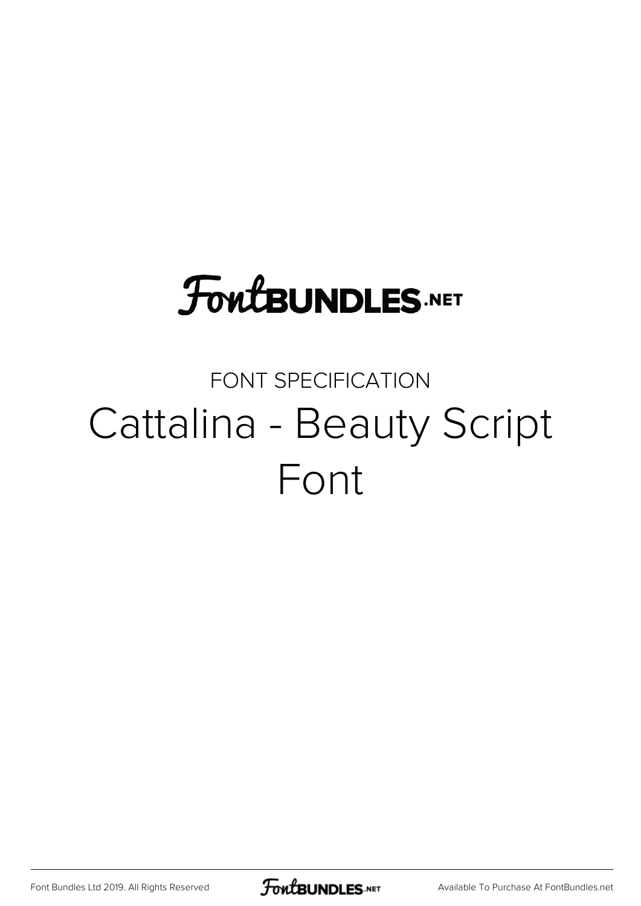FontBUNDLES.NET

FONT SPECIFICATION

# Cattalina - Beauty Script Font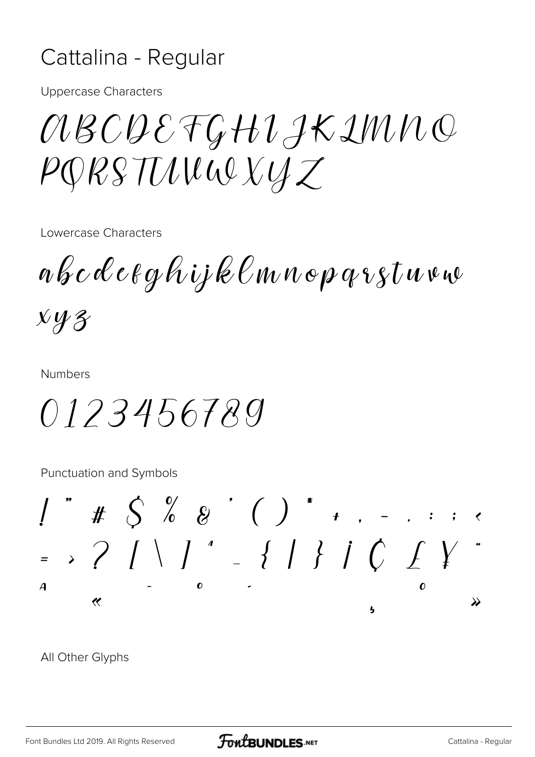# Cattalina - Regular

Uppercase Characters

ABCDEFGHIJKLMNO
PQRSTUVWXYZ

Lowercase Characters

abcdefghijklmnopqrstuvw
xyz

Numbers

0123456789

Punctuation and Symbols

! " # $ % & ' ( ) * + , - . : ; <
= > ? [ \ ] ^ _ { | } ¡ ¢ £ ¥ ¨
ª « ¬ ¯ ° ´ º » ¸

All Other Glyphs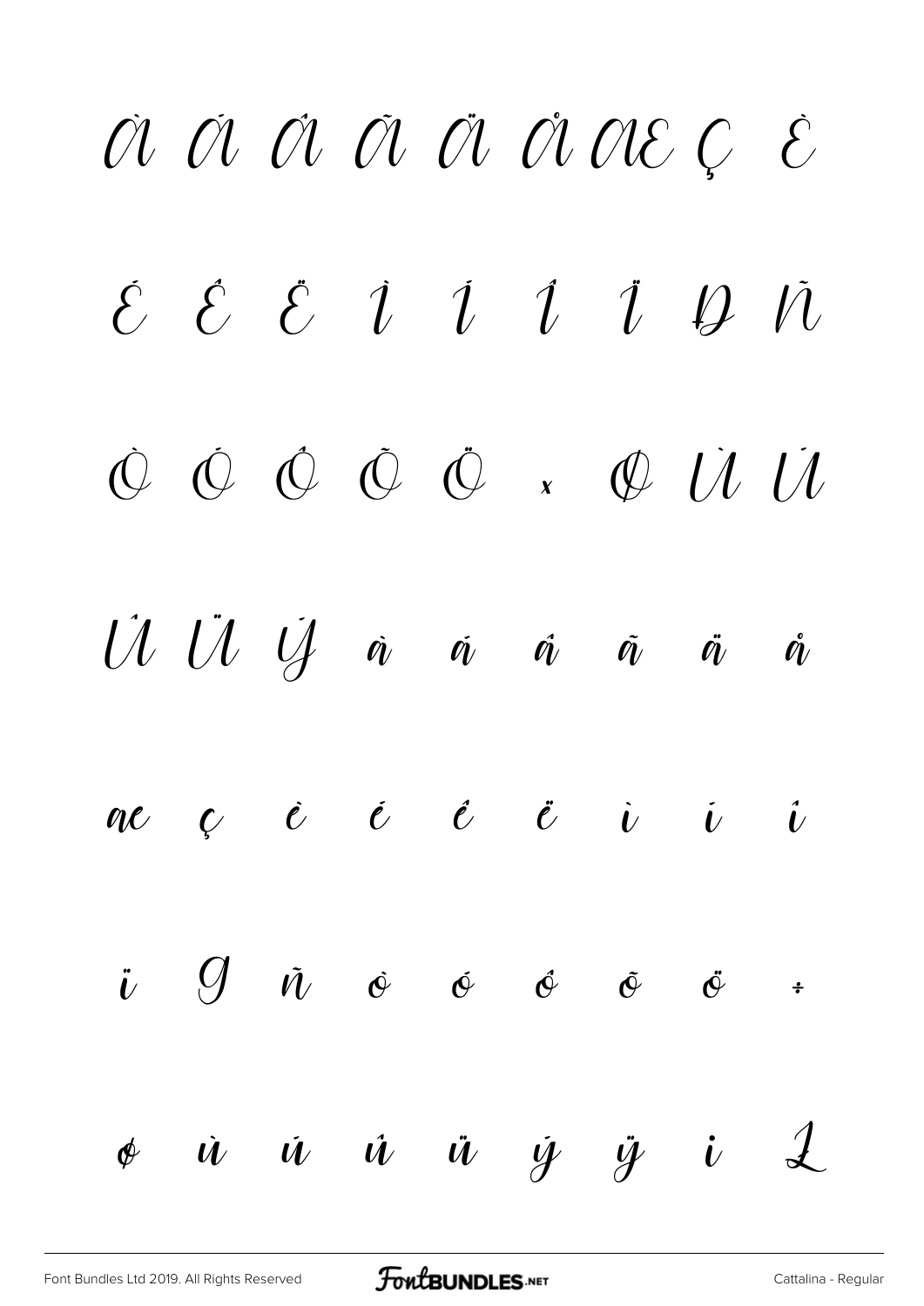À Á Â Ã Ä Å Æ Ç È

É Ê Ë Ì Í Î Ï Ð Ñ

Ò Ó Ô Õ Ö × Ø Ù Ú

Û Ü Ý à á â ã ä å

æ ç è é ê ë ì í î

ï ð ñ ò ó ô õ ö ÷

ø ù ú û ü ý ÿ ı Ł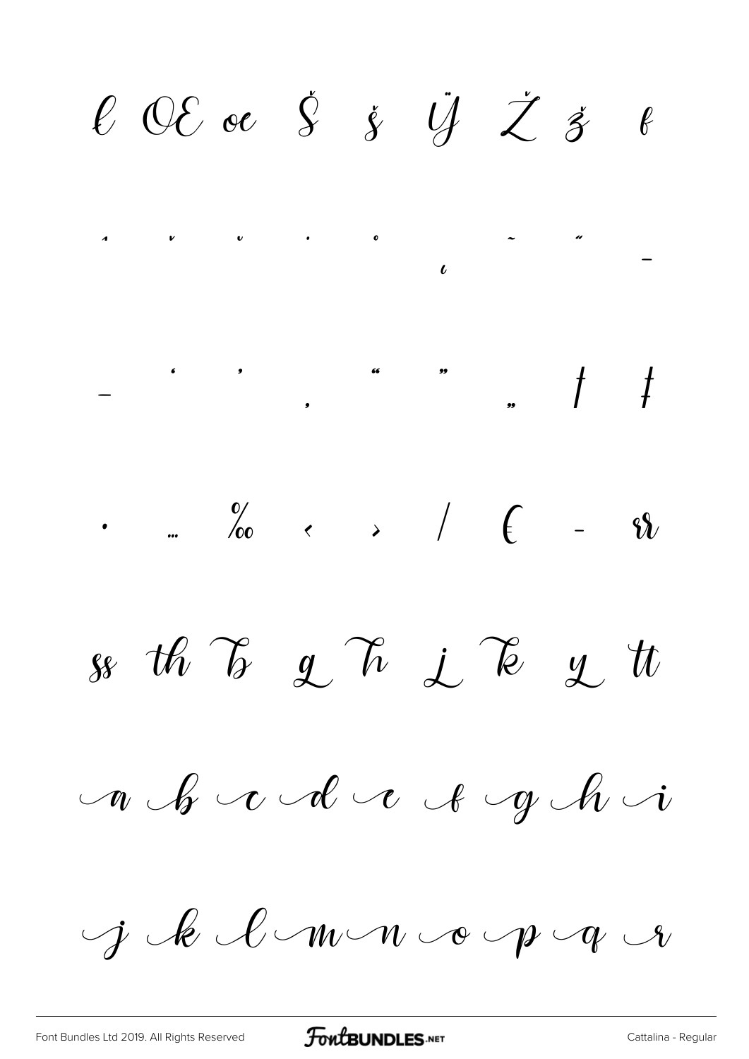ł Œ œ Š š Ÿ Ž ž ƒ

ˆ ˇ ˘ ˙ ˚ ˛ ˜ ˝ –

— ' ' ‚ " " „ † ‡

• … ‰ ‹ › ⁄ € - rr

ss th b g h j k y tt

a b c d e f g h i

j k l m n o p q r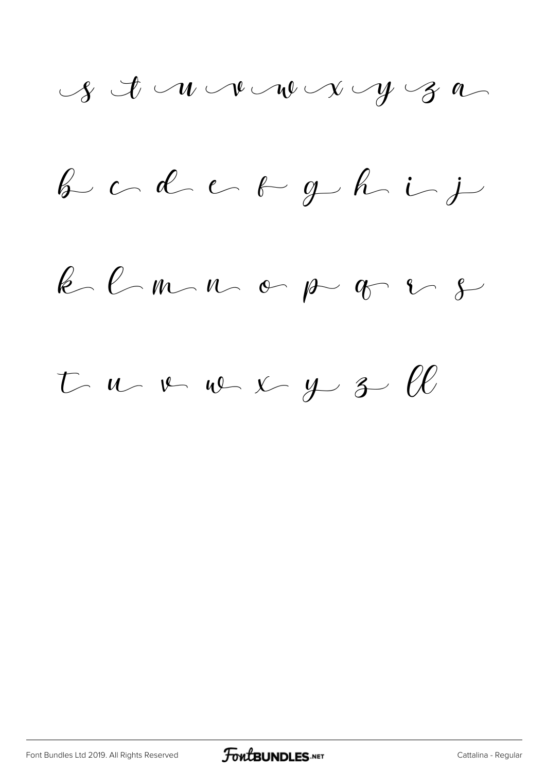s t u v w x y z a

b c d e f g h i j

k l m n o p q r s

t u v w x y z ll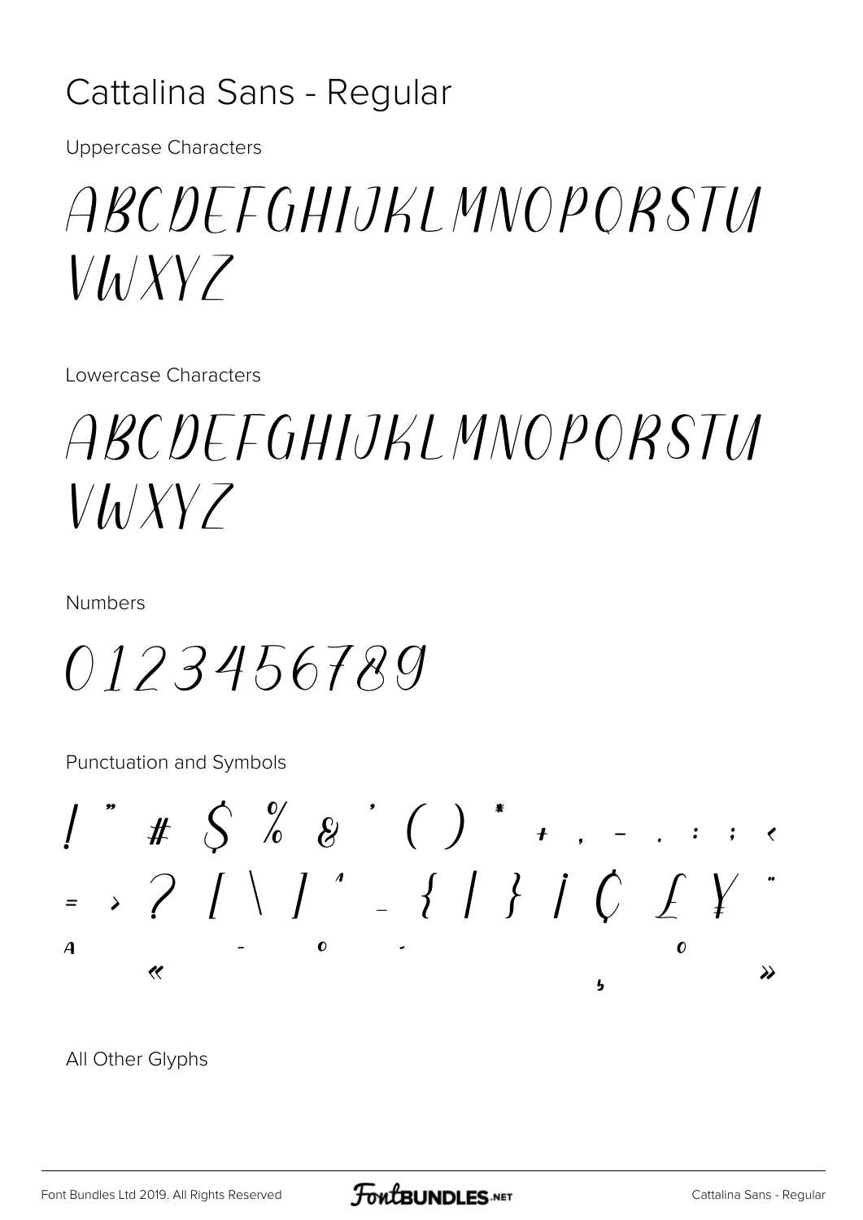# Cattalina Sans - Regular

Uppercase Characters

ABCDEFGHIJKLMNOPQRSTU VWXYZ

Lowercase Characters

ABCDEFGHIJKLMNOPQRSTU VWXYZ

Numbers

0123456789

Punctuation and Symbols

! " # $ % & ' ( ) * + , - . : ; <
= > ? [ \ ] ^ _ { | } ¡ ¢ £ ¥ ¨
ª « ¯ ° ´ º ¸ »

All Other Glyphs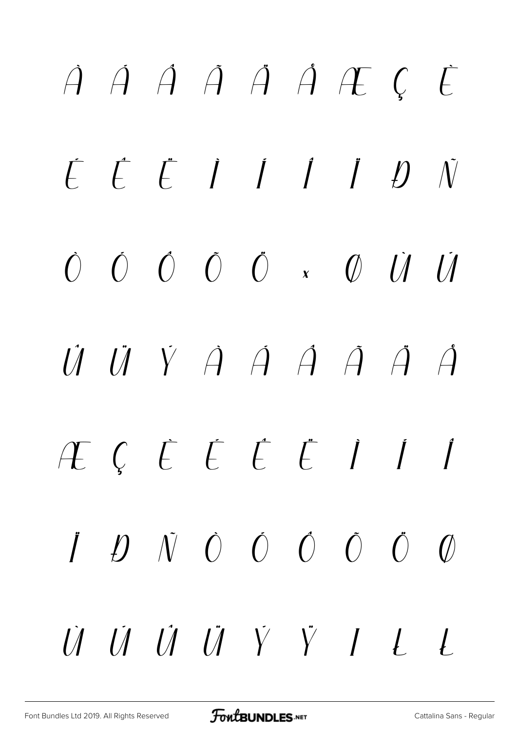À Á Â Ã Ä Å Æ Ç È

É Ê Ë Ì Í Î Ï Ð Ñ

Ò Ó Ô Õ Ö × Ø Ù Ú

Û Ü Ý à á â ã ä å

æ ç è é ê ë ì í î

ï ð ñ ò ó ô õ ö ø

ù ú û ü ý ÿ ı Ł ł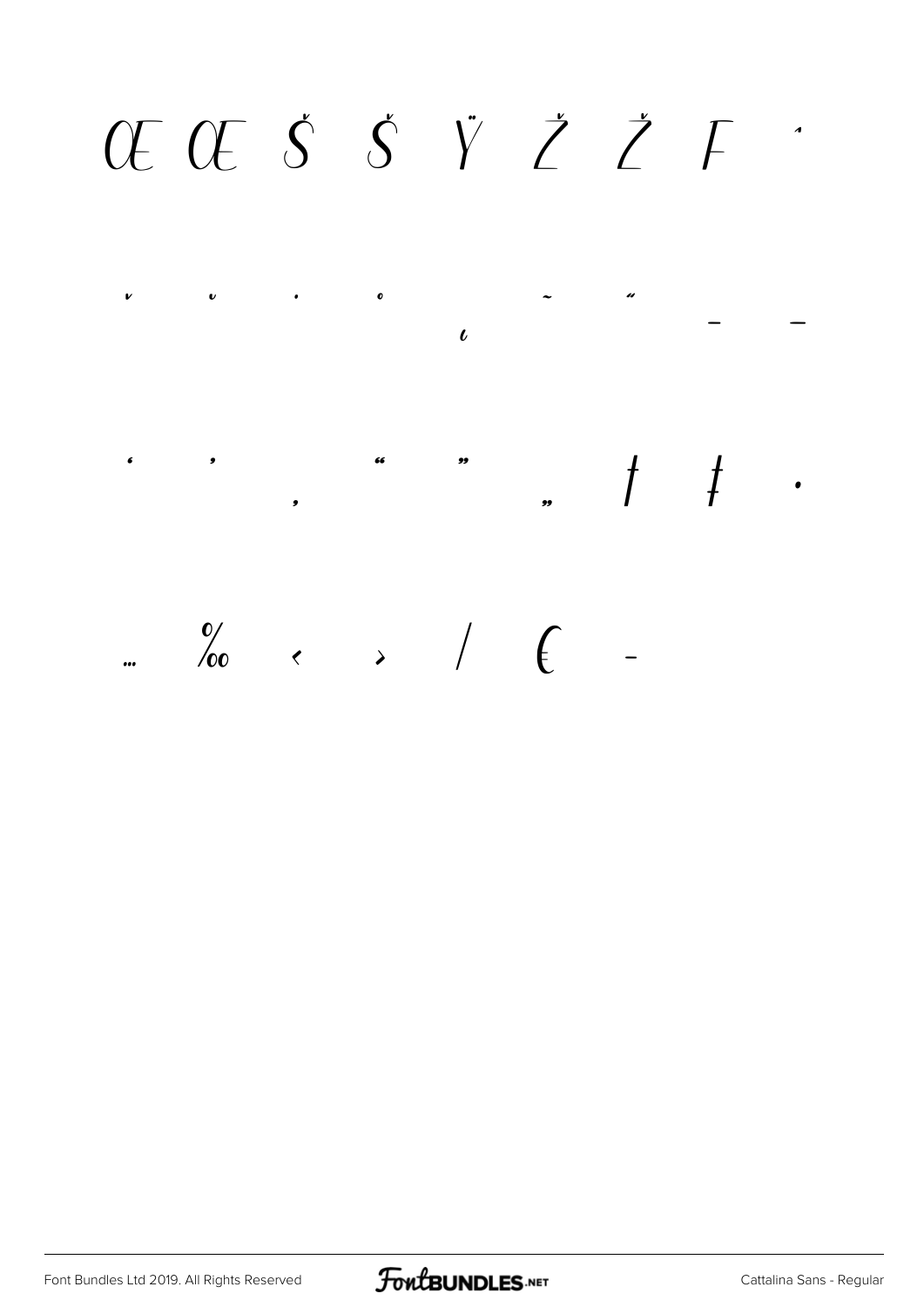Œ œ Š š Ÿ Ž ž ƒ ˆ

ˇ ˘ ˙ ˚ ˛ ˜ ˝ – —

‘ ’ ‚ “ ” „ † ‡ •

… ‰ ‹ › ⁄ € −